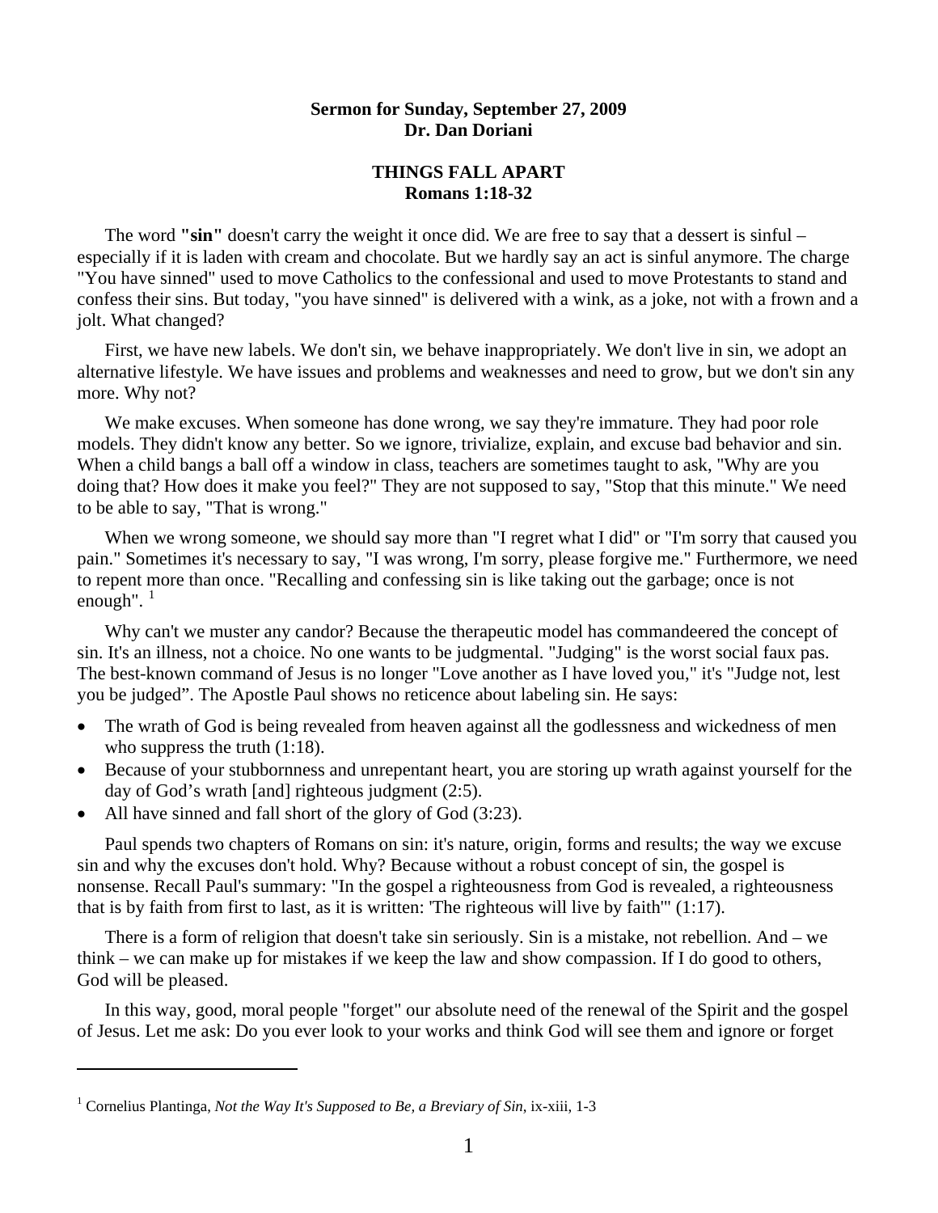**Sermon for Sunday, September 27, 2009**
**Dr. Dan Doriani**

## THINGS FALL APART
**Romans 1:18-32**

The word **"sin"** doesn't carry the weight it once did. We are free to say that a dessert is sinful – especially if it is laden with cream and chocolate. But we hardly say an act is sinful anymore. The charge "You have sinned" used to move Catholics to the confessional and used to move Protestants to stand and confess their sins. But today, "you have sinned" is delivered with a wink, as a joke, not with a frown and a jolt. What changed?

First, we have new labels. We don't sin, we behave inappropriately. We don't live in sin, we adopt an alternative lifestyle. We have issues and problems and weaknesses and need to grow, but we don't sin any more. Why not?

We make excuses. When someone has done wrong, we say they're immature. They had poor role models. They didn't know any better. So we ignore, trivialize, explain, and excuse bad behavior and sin. When a child bangs a ball off a window in class, teachers are sometimes taught to ask, "Why are you doing that? How does it make you feel?" They are not supposed to say, "Stop that this minute." We need to be able to say, "That is wrong."

When we wrong someone, we should say more than "I regret what I did" or "I'm sorry that caused you pain." Sometimes it's necessary to say, "I was wrong, I'm sorry, please forgive me." Furthermore, we need to repent more than once. "Recalling and confessing sin is like taking out the garbage; once is not enough". [1]

Why can't we muster any candor? Because the therapeutic model has commandeered the concept of sin. It's an illness, not a choice. No one wants to be judgmental. "Judging" is the worst social faux pas. The best-known command of Jesus is no longer "Love another as I have loved you," it's "Judge not, lest you be judged". The Apostle Paul shows no reticence about labeling sin. He says:

- The wrath of God is being revealed from heaven against all the godlessness and wickedness of men who suppress the truth (1:18).
- Because of your stubbornness and unrepentant heart, you are storing up wrath against yourself for the day of God's wrath [and] righteous judgment (2:5).
- All have sinned and fall short of the glory of God (3:23).

Paul spends two chapters of Romans on sin: it's nature, origin, forms and results; the way we excuse sin and why the excuses don't hold. Why? Because without a robust concept of sin, the gospel is nonsense. Recall Paul's summary: "In the gospel a righteousness from God is revealed, a righteousness that is by faith from first to last, as it is written: 'The righteous will live by faith'" (1:17).

There is a form of religion that doesn't take sin seriously. Sin is a mistake, not rebellion. And – we think – we can make up for mistakes if we keep the law and show compassion. If I do good to others, God will be pleased.

In this way, good, moral people "forget" our absolute need of the renewal of the Spirit and the gospel of Jesus. Let me ask: Do you ever look to your works and think God will see them and ignore or forget

---

[1] Cornelius Plantinga, *Not the Way It's Supposed to Be, a Breviary of Sin*, ix-xiii, 1-3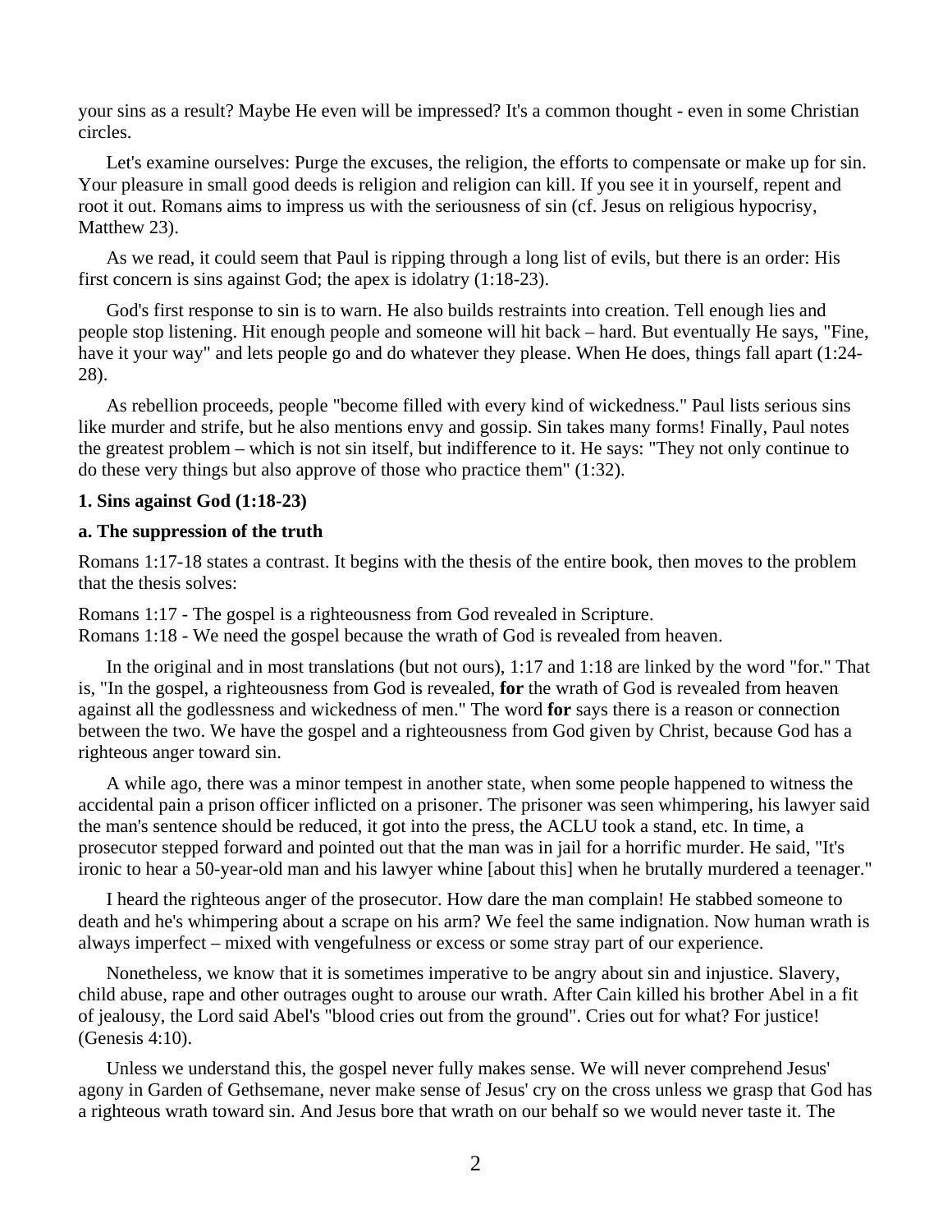your sins as a result? Maybe He even will be impressed? It's a common thought - even in some Christian circles.

Let's examine ourselves: Purge the excuses, the religion, the efforts to compensate or make up for sin. Your pleasure in small good deeds is religion and religion can kill. If you see it in yourself, repent and root it out. Romans aims to impress us with the seriousness of sin (cf. Jesus on religious hypocrisy, Matthew 23).

As we read, it could seem that Paul is ripping through a long list of evils, but there is an order: His first concern is sins against God; the apex is idolatry (1:18-23).

God's first response to sin is to warn. He also builds restraints into creation. Tell enough lies and people stop listening. Hit enough people and someone will hit back – hard. But eventually He says, "Fine, have it your way" and lets people go and do whatever they please. When He does, things fall apart (1:24-28).

As rebellion proceeds, people "become filled with every kind of wickedness." Paul lists serious sins like murder and strife, but he also mentions envy and gossip. Sin takes many forms! Finally, Paul notes the greatest problem – which is not sin itself, but indifference to it. He says: "They not only continue to do these very things but also approve of those who practice them" (1:32).

### 1. Sins against God (1:18-23)

#### a. The suppression of the truth

Romans 1:17-18 states a contrast. It begins with the thesis of the entire book, then moves to the problem that the thesis solves:

Romans 1:17 - The gospel is a righteousness from God revealed in Scripture.
Romans 1:18 - We need the gospel because the wrath of God is revealed from heaven.

In the original and in most translations (but not ours), 1:17 and 1:18 are linked by the word "for." That is, "In the gospel, a righteousness from God is revealed, **for** the wrath of God is revealed from heaven against all the godlessness and wickedness of men." The word **for** says there is a reason or connection between the two. We have the gospel and a righteousness from God given by Christ, because God has a righteous anger toward sin.

A while ago, there was a minor tempest in another state, when some people happened to witness the accidental pain a prison officer inflicted on a prisoner. The prisoner was seen whimpering, his lawyer said the man's sentence should be reduced, it got into the press, the ACLU took a stand, etc. In time, a prosecutor stepped forward and pointed out that the man was in jail for a horrific murder. He said, "It's ironic to hear a 50-year-old man and his lawyer whine [about this] when he brutally murdered a teenager."

I heard the righteous anger of the prosecutor. How dare the man complain! He stabbed someone to death and he's whimpering about a scrape on his arm? We feel the same indignation. Now human wrath is always imperfect – mixed with vengefulness or excess or some stray part of our experience.

Nonetheless, we know that it is sometimes imperative to be angry about sin and injustice. Slavery, child abuse, rape and other outrages ought to arouse our wrath. After Cain killed his brother Abel in a fit of jealousy, the Lord said Abel's "blood cries out from the ground". Cries out for what? For justice! (Genesis 4:10).

Unless we understand this, the gospel never fully makes sense. We will never comprehend Jesus' agony in Garden of Gethsemane, never make sense of Jesus' cry on the cross unless we grasp that God has a righteous wrath toward sin. And Jesus bore that wrath on our behalf so we would never taste it. The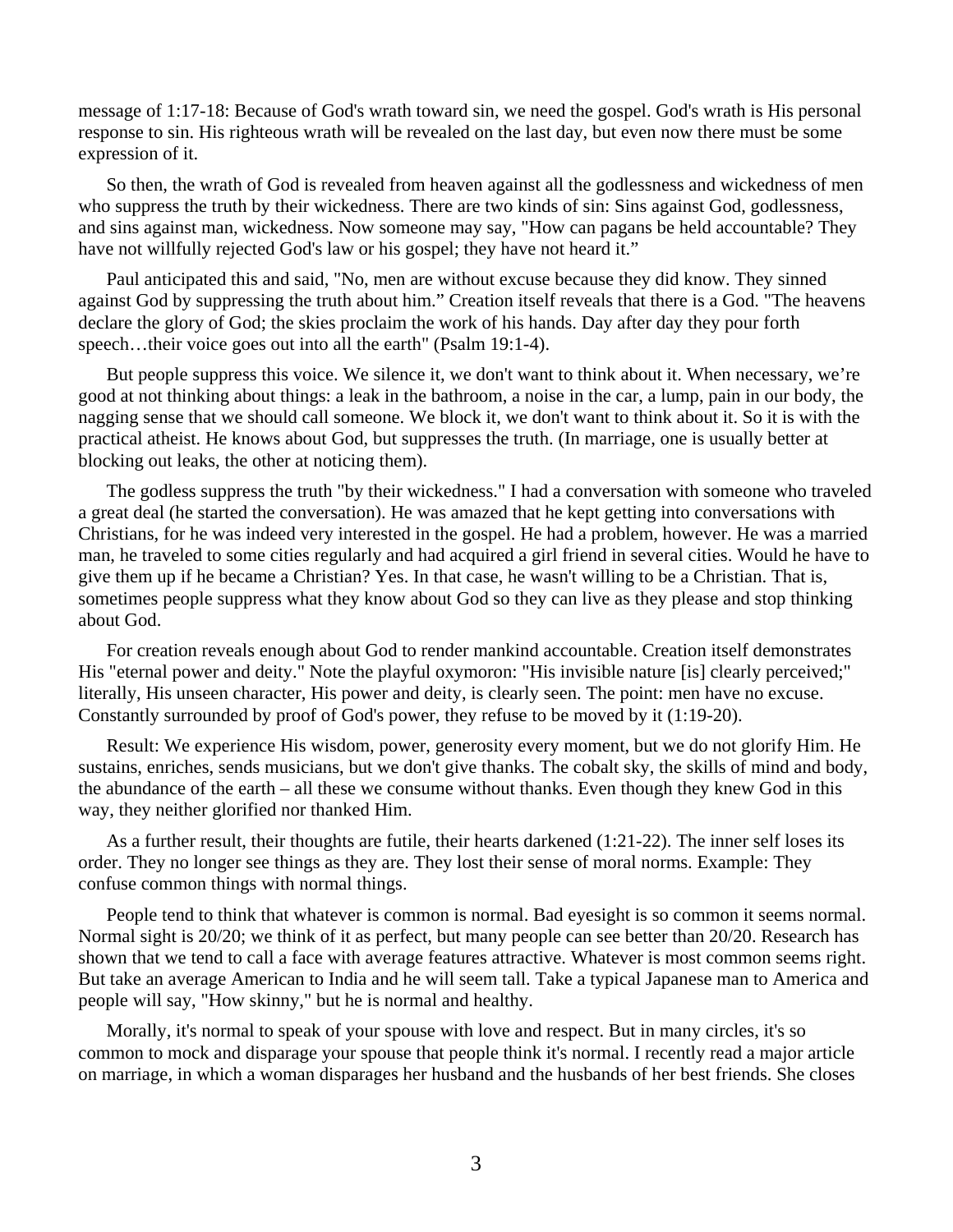message of 1:17-18: Because of God's wrath toward sin, we need the gospel. God's wrath is His personal response to sin. His righteous wrath will be revealed on the last day, but even now there must be some expression of it.

So then, the wrath of God is revealed from heaven against all the godlessness and wickedness of men who suppress the truth by their wickedness. There are two kinds of sin: Sins against God, godlessness, and sins against man, wickedness. Now someone may say, "How can pagans be held accountable? They have not willfully rejected God's law or his gospel; they have not heard it."

Paul anticipated this and said, "No, men are without excuse because they did know. They sinned against God by suppressing the truth about him." Creation itself reveals that there is a God. "The heavens declare the glory of God; the skies proclaim the work of his hands. Day after day they pour forth speech…their voice goes out into all the earth" (Psalm 19:1-4).

But people suppress this voice. We silence it, we don't want to think about it. When necessary, we're good at not thinking about things: a leak in the bathroom, a noise in the car, a lump, pain in our body, the nagging sense that we should call someone. We block it, we don't want to think about it. So it is with the practical atheist. He knows about God, but suppresses the truth. (In marriage, one is usually better at blocking out leaks, the other at noticing them).

The godless suppress the truth "by their wickedness." I had a conversation with someone who traveled a great deal (he started the conversation). He was amazed that he kept getting into conversations with Christians, for he was indeed very interested in the gospel. He had a problem, however. He was a married man, he traveled to some cities regularly and had acquired a girl friend in several cities. Would he have to give them up if he became a Christian? Yes. In that case, he wasn't willing to be a Christian. That is, sometimes people suppress what they know about God so they can live as they please and stop thinking about God.

For creation reveals enough about God to render mankind accountable. Creation itself demonstrates His "eternal power and deity." Note the playful oxymoron: "His invisible nature [is] clearly perceived;" literally, His unseen character, His power and deity, is clearly seen. The point: men have no excuse. Constantly surrounded by proof of God's power, they refuse to be moved by it (1:19-20).

Result: We experience His wisdom, power, generosity every moment, but we do not glorify Him. He sustains, enriches, sends musicians, but we don't give thanks. The cobalt sky, the skills of mind and body, the abundance of the earth – all these we consume without thanks. Even though they knew God in this way, they neither glorified nor thanked Him.

As a further result, their thoughts are futile, their hearts darkened (1:21-22). The inner self loses its order. They no longer see things as they are. They lost their sense of moral norms. Example: They confuse common things with normal things.

People tend to think that whatever is common is normal. Bad eyesight is so common it seems normal. Normal sight is 20/20; we think of it as perfect, but many people can see better than 20/20. Research has shown that we tend to call a face with average features attractive. Whatever is most common seems right. But take an average American to India and he will seem tall. Take a typical Japanese man to America and people will say, "How skinny," but he is normal and healthy.

Morally, it's normal to speak of your spouse with love and respect. But in many circles, it's so common to mock and disparage your spouse that people think it's normal. I recently read a major article on marriage, in which a woman disparages her husband and the husbands of her best friends. She closes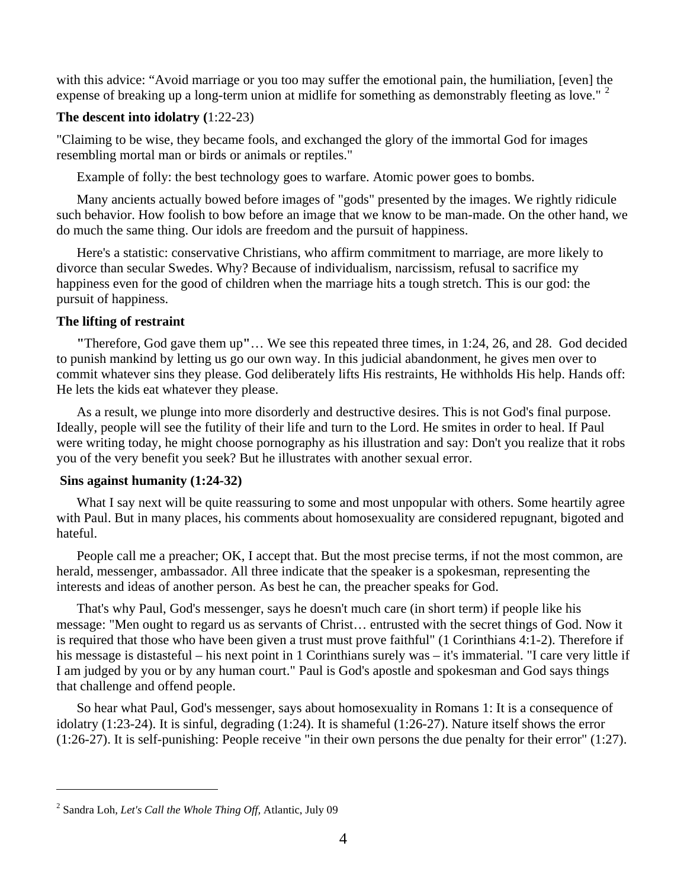with this advice: “Avoid marriage or you too may suffer the emotional pain, the humiliation, [even] the expense of breaking up a long-term union at midlife for something as demonstrably fleeting as love." [2]

**The descent into idolatry (**1:22-23)

"Claiming to be wise, they became fools, and exchanged the glory of the immortal God for images resembling mortal man or birds or animals or reptiles."

Example of folly: the best technology goes to warfare. Atomic power goes to bombs.

Many ancients actually bowed before images of "gods" presented by the images. We rightly ridicule such behavior. How foolish to bow before an image that we know to be man-made. On the other hand, we do much the same thing. Our idols are freedom and the pursuit of happiness.

Here's a statistic: conservative Christians, who affirm commitment to marriage, are more likely to divorce than secular Swedes. Why? Because of individualism, narcissism, refusal to sacrifice my happiness even for the good of children when the marriage hits a tough stretch. This is our god: the pursuit of happiness.

**The lifting of restraint**

**"**Therefore, God gave them up**"**… We see this repeated three times, in 1:24, 26, and 28. God decided to punish mankind by letting us go our own way. In this judicial abandonment, he gives men over to commit whatever sins they please. God deliberately lifts His restraints, He withholds His help. Hands off: He lets the kids eat whatever they please.

As a result, we plunge into more disorderly and destructive desires. This is not God's final purpose. Ideally, people will see the futility of their life and turn to the Lord. He smites in order to heal. If Paul were writing today, he might choose pornography as his illustration and say: Don't you realize that it robs you of the very benefit you seek? But he illustrates with another sexual error.

**Sins against humanity (1:24-32)**

What I say next will be quite reassuring to some and most unpopular with others. Some heartily agree with Paul. But in many places, his comments about homosexuality are considered repugnant, bigoted and hateful.

People call me a preacher; OK, I accept that. But the most precise terms, if not the most common, are herald, messenger, ambassador. All three indicate that the speaker is a spokesman, representing the interests and ideas of another person. As best he can, the preacher speaks for God.

That's why Paul, God's messenger, says he doesn't much care (in short term) if people like his message: "Men ought to regard us as servants of Christ… entrusted with the secret things of God. Now it is required that those who have been given a trust must prove faithful" (1 Corinthians 4:1-2). Therefore if his message is distasteful – his next point in 1 Corinthians surely was – it's immaterial. "I care very little if I am judged by you or by any human court." Paul is God's apostle and spokesman and God says things that challenge and offend people.

So hear what Paul, God's messenger, says about homosexuality in Romans 1: It is a consequence of idolatry (1:23-24). It is sinful, degrading (1:24). It is shameful (1:26-27). Nature itself shows the error (1:26-27). It is self-punishing: People receive "in their own persons the due penalty for their error" (1:27).

---

[2] Sandra Loh, *Let's Call the Whole Thing Off*, Atlantic, July 09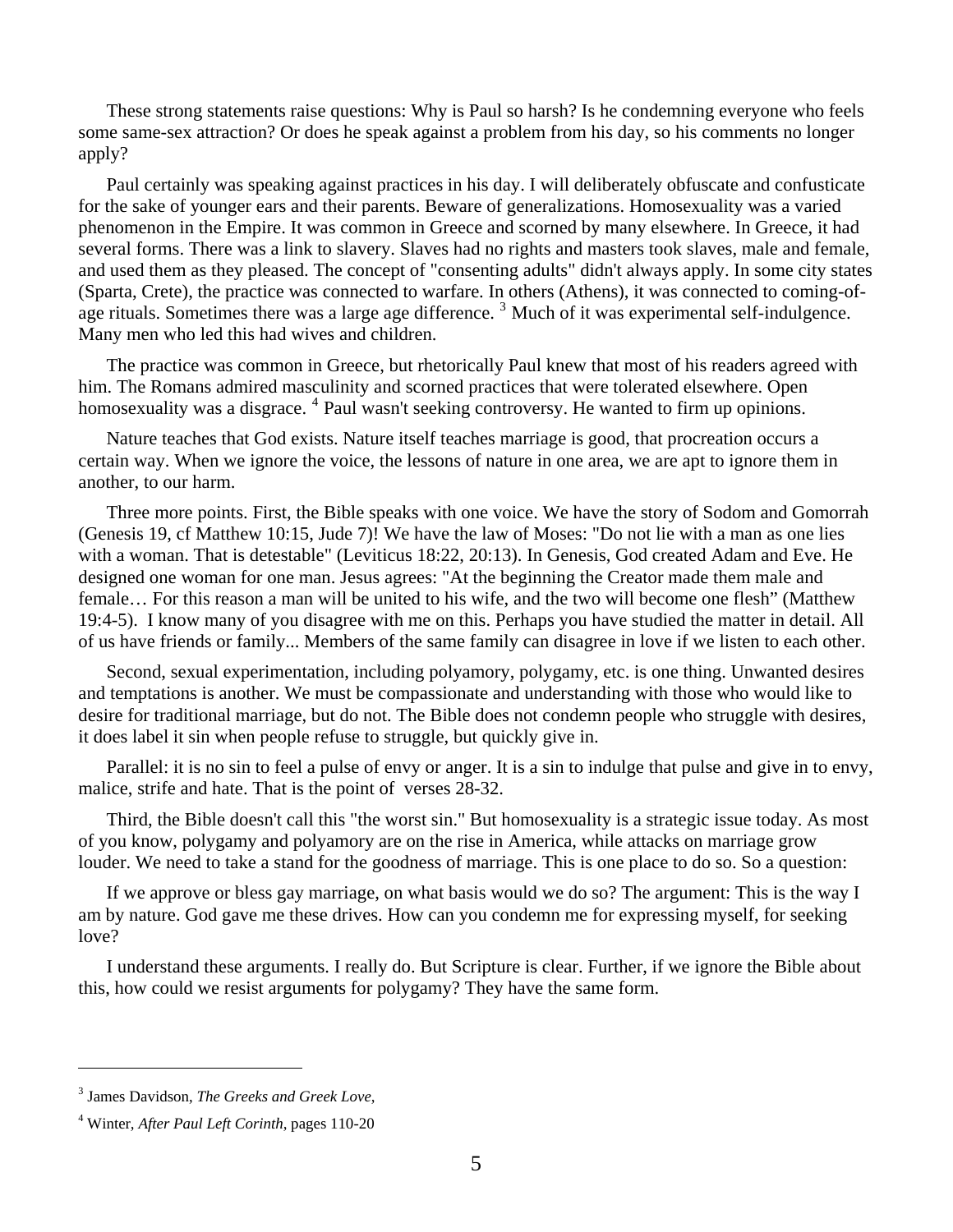These strong statements raise questions: Why is Paul so harsh? Is he condemning everyone who feels some same-sex attraction? Or does he speak against a problem from his day, so his comments no longer apply?

Paul certainly was speaking against practices in his day. I will deliberately obfuscate and confusticate for the sake of younger ears and their parents. Beware of generalizations. Homosexuality was a varied phenomenon in the Empire. It was common in Greece and scorned by many elsewhere. In Greece, it had several forms. There was a link to slavery. Slaves had no rights and masters took slaves, male and female, and used them as they pleased. The concept of "consenting adults" didn't always apply. In some city states (Sparta, Crete), the practice was connected to warfare. In others (Athens), it was connected to coming-of-age rituals. Sometimes there was a large age difference. [3] Much of it was experimental self-indulgence. Many men who led this had wives and children.

The practice was common in Greece, but rhetorically Paul knew that most of his readers agreed with him. The Romans admired masculinity and scorned practices that were tolerated elsewhere. Open homosexuality was a disgrace. [4] Paul wasn't seeking controversy. He wanted to firm up opinions.

Nature teaches that God exists. Nature itself teaches marriage is good, that procreation occurs a certain way. When we ignore the voice, the lessons of nature in one area, we are apt to ignore them in another, to our harm.

Three more points. First, the Bible speaks with one voice. We have the story of Sodom and Gomorrah (Genesis 19, cf Matthew 10:15, Jude 7)! We have the law of Moses: "Do not lie with a man as one lies with a woman. That is detestable" (Leviticus 18:22, 20:13). In Genesis, God created Adam and Eve. He designed one woman for one man. Jesus agrees: "At the beginning the Creator made them male and female… For this reason a man will be united to his wife, and the two will become one flesh" (Matthew 19:4-5). I know many of you disagree with me on this. Perhaps you have studied the matter in detail. All of us have friends or family... Members of the same family can disagree in love if we listen to each other.

Second, sexual experimentation, including polyamory, polygamy, etc. is one thing. Unwanted desires and temptations is another. We must be compassionate and understanding with those who would like to desire for traditional marriage, but do not. The Bible does not condemn people who struggle with desires, it does label it sin when people refuse to struggle, but quickly give in.

Parallel: it is no sin to feel a pulse of envy or anger. It is a sin to indulge that pulse and give in to envy, malice, strife and hate. That is the point of verses 28-32.

Third, the Bible doesn't call this "the worst sin." But homosexuality is a strategic issue today. As most of you know, polygamy and polyamory are on the rise in America, while attacks on marriage grow louder. We need to take a stand for the goodness of marriage. This is one place to do so. So a question:

If we approve or bless gay marriage, on what basis would we do so? The argument: This is the way I am by nature. God gave me these drives. How can you condemn me for expressing myself, for seeking love?

I understand these arguments. I really do. But Scripture is clear. Further, if we ignore the Bible about this, how could we resist arguments for polygamy? They have the same form.

---

[3] James Davidson, *The Greeks and Greek Love*,

[4] Winter, *After Paul Left Corinth*, pages 110-20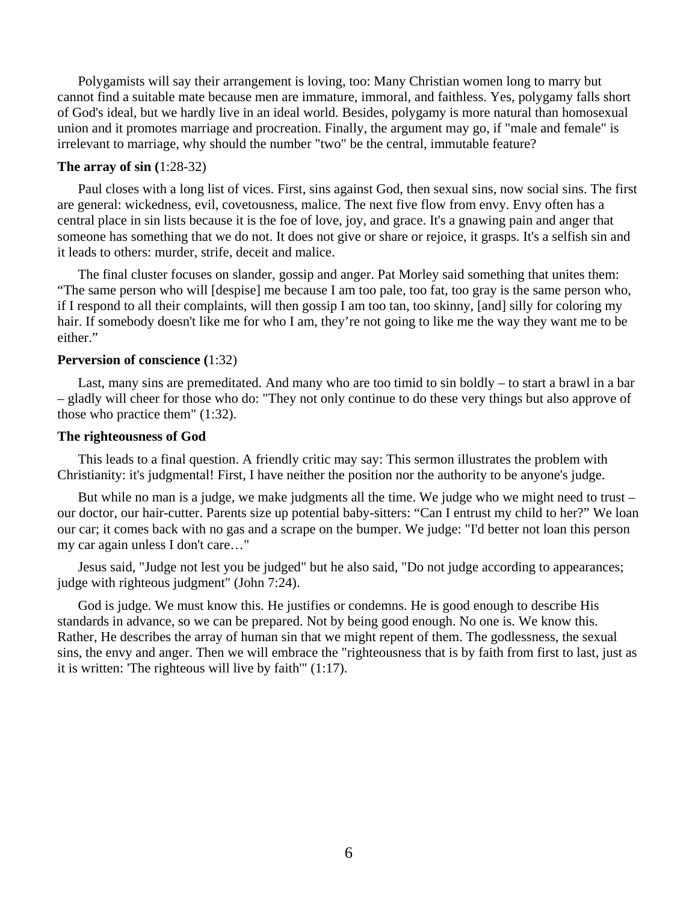Polygamists will say their arrangement is loving, too: Many Christian women long to marry but cannot find a suitable mate because men are immature, immoral, and faithless. Yes, polygamy falls short of God's ideal, but we hardly live in an ideal world. Besides, polygamy is more natural than homosexual union and it promotes marriage and procreation. Finally, the argument may go, if "male and female" is irrelevant to marriage, why should the number "two" be the central, immutable feature?

**The array of sin (**1:28-32)

Paul closes with a long list of vices. First, sins against God, then sexual sins, now social sins. The first are general: wickedness, evil, covetousness, malice. The next five flow from envy. Envy often has a central place in sin lists because it is the foe of love, joy, and grace. It's a gnawing pain and anger that someone has something that we do not. It does not give or share or rejoice, it grasps. It's a selfish sin and it leads to others: murder, strife, deceit and malice.

The final cluster focuses on slander, gossip and anger. Pat Morley said something that unites them: “The same person who will [despise] me because I am too pale, too fat, too gray is the same person who, if I respond to all their complaints, will then gossip I am too tan, too skinny, [and] silly for coloring my hair. If somebody doesn't like me for who I am, they’re not going to like me the way they want me to be either.”

**Perversion of conscience (**1:32)

Last, many sins are premeditated. And many who are too timid to sin boldly – to start a brawl in a bar – gladly will cheer for those who do: "They not only continue to do these very things but also approve of those who practice them" (1:32).

**The righteousness of God**

This leads to a final question. A friendly critic may say: This sermon illustrates the problem with Christianity: it's judgmental! First, I have neither the position nor the authority to be anyone's judge.

But while no man is a judge, we make judgments all the time. We judge who we might need to trust – our doctor, our hair-cutter. Parents size up potential baby-sitters: “Can I entrust my child to her?” We loan our car; it comes back with no gas and a scrape on the bumper. We judge: "I'd better not loan this person my car again unless I don't care…"

Jesus said, "Judge not lest you be judged" but he also said, "Do not judge according to appearances; judge with righteous judgment" (John 7:24).

God is judge. We must know this. He justifies or condemns. He is good enough to describe His standards in advance, so we can be prepared. Not by being good enough. No one is. We know this. Rather, He describes the array of human sin that we might repent of them. The godlessness, the sexual sins, the envy and anger. Then we will embrace the "righteousness that is by faith from first to last, just as it is written: 'The righteous will live by faith'" (1:17).